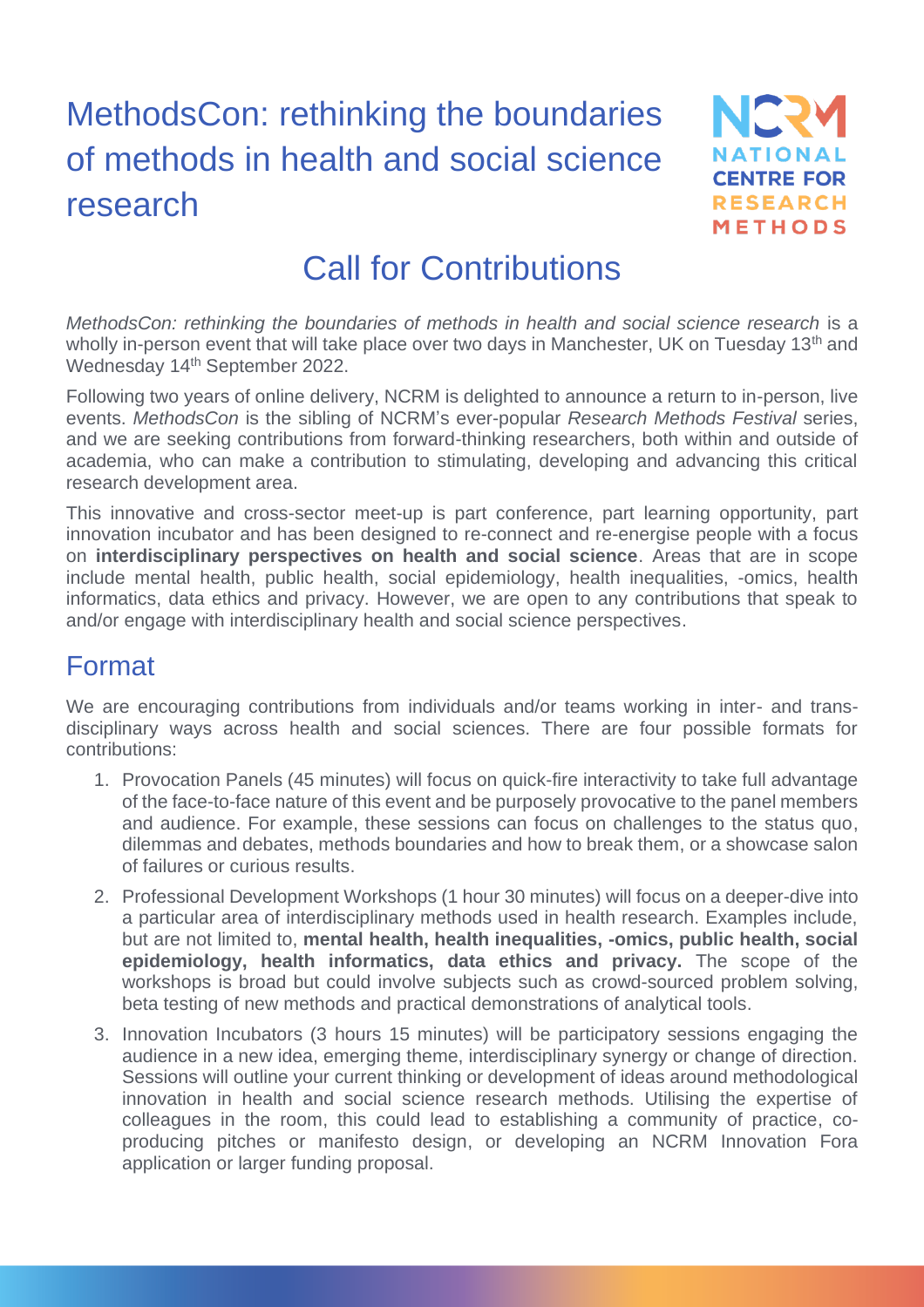# MethodsCon: rethinking the boundaries of methods in health and social science research

NCRM NATIONAL CENTRE FOR RESEARCH METHODS

## Call for Contributions

*MethodsCon: rethinking the boundaries of methods in health and social science research* is a wholly in-person event that will take place over two days in Manchester, UK on Tuesday 13th and Wednesday 14th September 2022.

Following two years of online delivery, NCRM is delighted to announce a return to in-person, live events. *MethodsCon* is the sibling of NCRM's ever-popular *Research Methods Festival* series, and we are seeking contributions from forward-thinking researchers, both within and outside of academia, who can make a contribution to stimulating, developing and advancing this critical research development area.

This innovative and cross-sector meet-up is part conference, part learning opportunity, part innovation incubator and has been designed to re-connect and re-energise people with a focus on **interdisciplinary perspectives on health and social science**. Areas that are in scope include mental health, public health, social epidemiology, health inequalities, -omics, health informatics, data ethics and privacy. However, we are open to any contributions that speak to and/or engage with interdisciplinary health and social science perspectives.

## Format

We are encouraging contributions from individuals and/or teams working in inter- and trans-disciplinary ways across health and social sciences. There are four possible formats for contributions:

1. Provocation Panels (45 minutes) will focus on quick-fire interactivity to take full advantage of the face-to-face nature of this event and be purposely provocative to the panel members and audience. For example, these sessions can focus on challenges to the status quo, dilemmas and debates, methods boundaries and how to break them, or a showcase salon of failures or curious results.
2. Professional Development Workshops (1 hour 30 minutes) will focus on a deeper-dive into a particular area of interdisciplinary methods used in health research. Examples include, but are not limited to, **mental health, health inequalities, -omics, public health, social epidemiology, health informatics, data ethics and privacy.** The scope of the workshops is broad but could involve subjects such as crowd-sourced problem solving, beta testing of new methods and practical demonstrations of analytical tools.
3. Innovation Incubators (3 hours 15 minutes) will be participatory sessions engaging the audience in a new idea, emerging theme, interdisciplinary synergy or change of direction. Sessions will outline your current thinking or development of ideas around methodological innovation in health and social science research methods. Utilising the expertise of colleagues in the room, this could lead to establishing a community of practice, co-producing pitches or manifesto design, or developing an NCRM Innovation Fora application or larger funding proposal.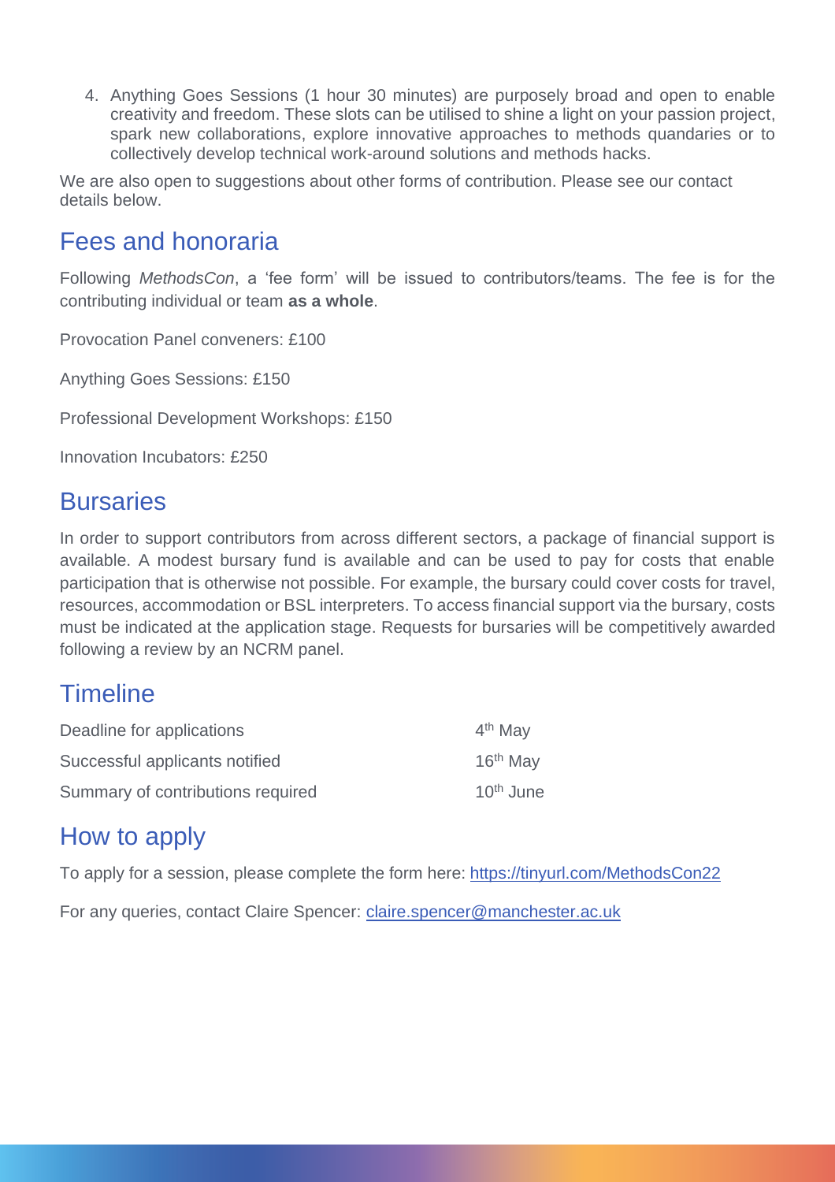4. Anything Goes Sessions (1 hour 30 minutes) are purposely broad and open to enable creativity and freedom. These slots can be utilised to shine a light on your passion project, spark new collaborations, explore innovative approaches to methods quandaries or to collectively develop technical work-around solutions and methods hacks.

We are also open to suggestions about other forms of contribution. Please see our contact details below.

## Fees and honoraria

Following *MethodsCon*, a 'fee form' will be issued to contributors/teams. The fee is for the contributing individual or team **as a whole**.

Provocation Panel conveners: £100

Anything Goes Sessions: £150

Professional Development Workshops: £150

Innovation Incubators: £250

## Bursaries

In order to support contributors from across different sectors, a package of financial support is available. A modest bursary fund is available and can be used to pay for costs that enable participation that is otherwise not possible. For example, the bursary could cover costs for travel, resources, accommodation or BSL interpreters. To access financial support via the bursary, costs must be indicated at the application stage. Requests for bursaries will be competitively awarded following a review by an NCRM panel.

## Timeline

| | |
|---|---|
| Deadline for applications | 4th May |
| Successful applicants notified | 16th May |
| Summary of contributions required | 10th June |

## How to apply

To apply for a session, please complete the form here: https://tinyurl.com/MethodsCon22

For any queries, contact Claire Spencer: claire.spencer@manchester.ac.uk